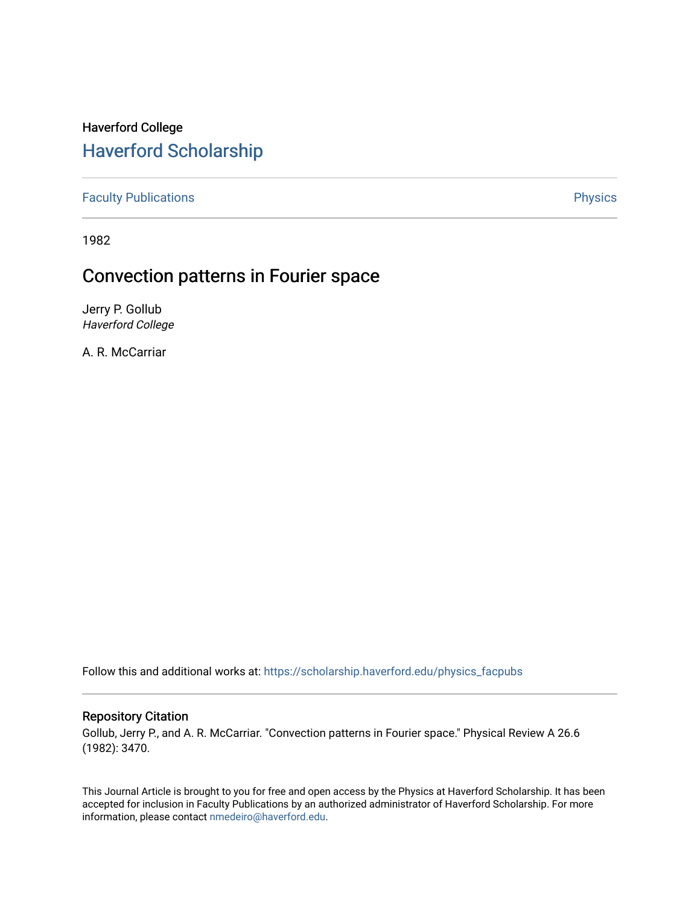Haverford College

# Haverford Scholarship

Faculty Publications

Physics

1982

## Convection patterns in Fourier space

Jerry P. Gollub
*Haverford College*

A. R. McCarriar

Follow this and additional works at: https://scholarship.haverford.edu/physics_facpubs

### Repository Citation

Gollub, Jerry P., and A. R. McCarriar. "Convection patterns in Fourier space." Physical Review A 26.6 (1982): 3470.

This Journal Article is brought to you for free and open access by the Physics at Haverford Scholarship. It has been accepted for inclusion in Faculty Publications by an authorized administrator of Haverford Scholarship. For more information, please contact nmedeiro@haverford.edu.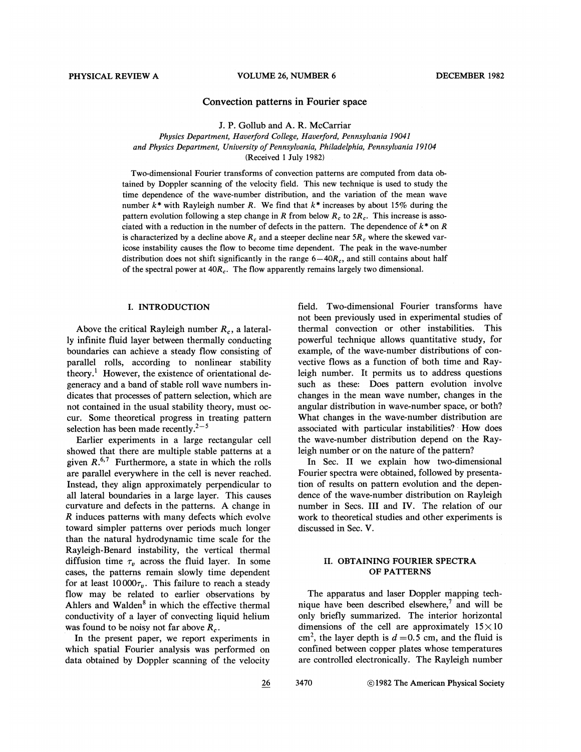# Convection patterns in Fourier space

J. P. Gollub and A. R. McCarriar

*Physics Department, Haverford College, Haverford, Pennsylvania 19041*
*and Physics Department, University of Pennsylvania, Philadelphia, Pennsylvania 19104*
(Received 1 July 1982)

Two-dimensional Fourier transforms of convection patterns are computed from data obtained by Doppler scanning of the velocity field. This new technique is used to study the time dependence of the wave-number distribution, and the variation of the mean wave number $k^*$ with Rayleigh number $R$. We find that $k^*$ increases by about 15% during the pattern evolution following a step change in $R$ from below $R_c$ to $2R_c$. This increase is associated with a reduction in the number of defects in the pattern. The dependence of $k^*$ on $R$ is characterized by a decline above $R_c$ and a steeper decline near $5R_c$ where the skewed varicose instability causes the flow to become time dependent. The peak in the wave-number distribution does not shift significantly in the range $6-40R_c$, and still contains about half of the spectral power at $40R_c$. The flow apparently remains largely two dimensional.

## I. INTRODUCTION

Above the critical Rayleigh number $R_c$, a laterally infinite fluid layer between thermally conducting boundaries can achieve a steady flow consisting of parallel rolls, according to nonlinear stability theory.[1] However, the existence of orientational degeneracy and a band of stable roll wave numbers indicates that processes of pattern selection, which are not contained in the usual stability theory, must occur. Some theoretical progress in treating pattern selection has been made recently.[2-5]

Earlier experiments in a large rectangular cell showed that there are multiple stable patterns at a given $R$.[6,7] Furthermore, a state in which the rolls are parallel everywhere in the cell is never reached. Instead, they align approximately perpendicular to all lateral boundaries in a large layer. This causes curvature and defects in the patterns. A change in $R$ induces patterns with many defects which evolve toward simpler patterns over periods much longer than the natural hydrodynamic time scale for the Rayleigh-Benard instability, the vertical thermal diffusion time $\tau_v$ across the fluid layer. In some cases, the patterns remain slowly time dependent for at least $10\,000\tau_v$. This failure to reach a steady flow may be related to earlier observations by Ahlers and Walden[8] in which the effective thermal conductivity of a layer of convecting liquid helium was found to be noisy not far above $R_c$.

In the present paper, we report experiments in which spatial Fourier analysis was performed on data obtained by Doppler scanning of the velocity field. Two-dimensional Fourier transforms have not been previously used in experimental studies of thermal convection or other instabilities. This powerful technique allows quantitative study, for example, of the wave-number distributions of convective flows as a function of both time and Rayleigh number. It permits us to address questions such as these: Does pattern evolution involve changes in the mean wave number, changes in the angular distribution in wave-number space, or both? What changes in the wave-number distribution are associated with particular instabilities? How does the wave-number distribution depend on the Rayleigh number or on the nature of the pattern?

In Sec. II we explain how two-dimensional Fourier spectra were obtained, followed by presentation of results on pattern evolution and the dependence of the wave-number distribution on Rayleigh number in Secs. III and IV. The relation of our work to theoretical studies and other experiments is discussed in Sec. V.

## II. OBTAINING FOURIER SPECTRA OF PATTERNS

The apparatus and laser Doppler mapping technique have been described elsewhere,[7] and will be only briefly summarized. The interior horizontal dimensions of the cell are approximately $15\times10$ cm$^2$, the layer depth is $d=0.5$ cm, and the fluid is confined between copper plates whose temperatures are controlled electronically. The Rayleigh number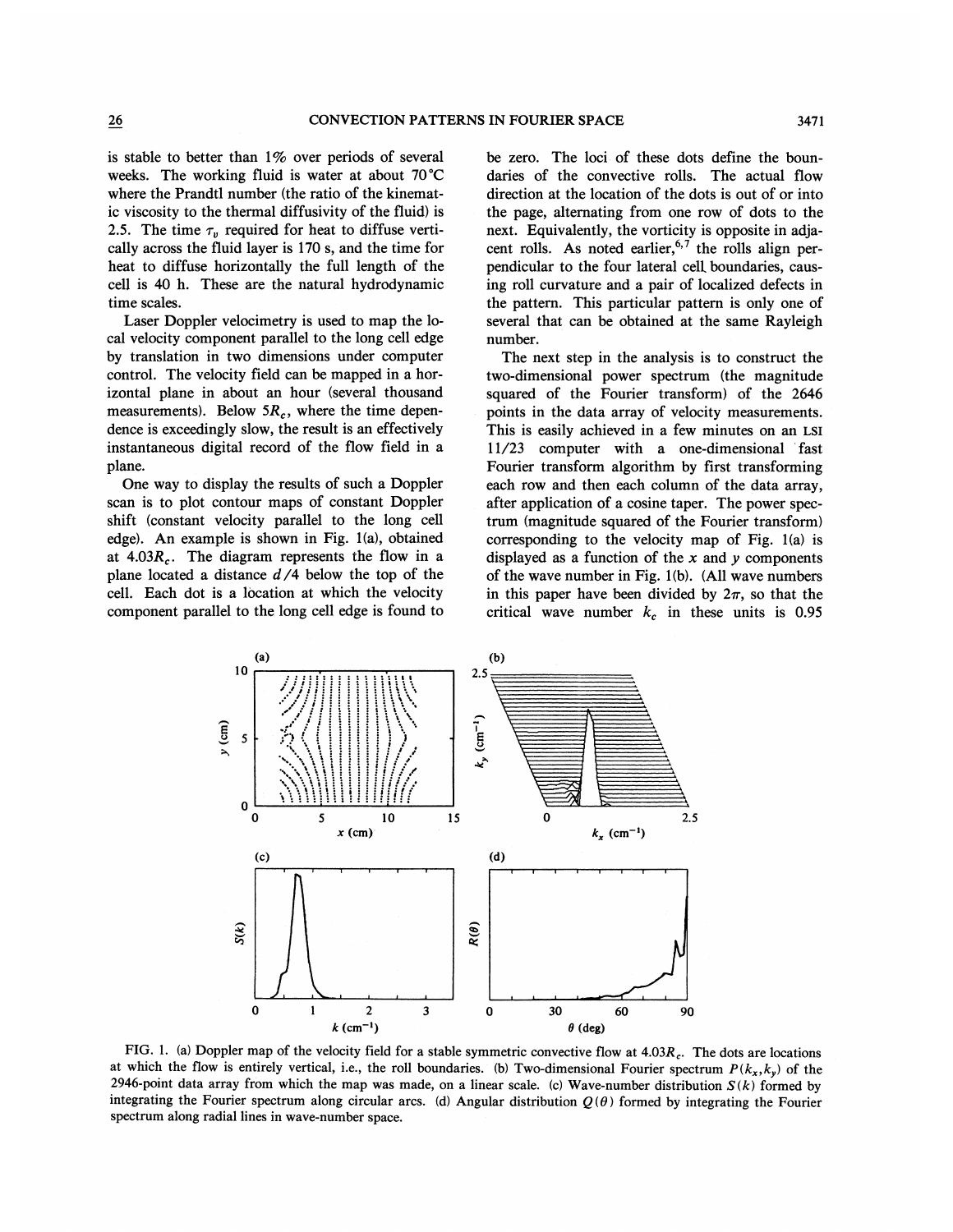is stable to better than 1% over periods of several weeks. The working fluid is water at about 70 °C where the Prandtl number (the ratio of the kinematic viscosity to the thermal diffusivity of the fluid) is 2.5. The time $\tau_v$ required for heat to diffuse vertically across the fluid layer is 170 s, and the time for heat to diffuse horizontally the full length of the cell is 40 h. These are the natural hydrodynamic time scales.

Laser Doppler velocimetry is used to map the local velocity component parallel to the long cell edge by translation in two dimensions under computer control. The velocity field can be mapped in a horizontal plane in about an hour (several thousand measurements). Below $5R_c$, where the time dependence is exceedingly slow, the result is an effectively instantaneous digital record of the flow field in a plane.

One way to display the results of such a Doppler scan is to plot contour maps of constant Doppler shift (constant velocity parallel to the long cell edge). An example is shown in Fig. 1(a), obtained at $4.03R_c$. The diagram represents the flow in a plane located a distance $d/4$ below the top of the cell. Each dot is a location at which the velocity component parallel to the long cell edge is found to be zero. The loci of these dots define the boundaries of the convective rolls. The actual flow direction at the location of the dots is out of or into the page, alternating from one row of dots to the next. Equivalently, the vorticity is opposite in adjacent rolls. As noted earlier,[6,7] the rolls align perpendicular to the four lateral cell boundaries, causing roll curvature and a pair of localized defects in the pattern. This particular pattern is only one of several that can be obtained at the same Rayleigh number.

The next step in the analysis is to construct the two-dimensional power spectrum (the magnitude squared of the Fourier transform) of the 2646 points in the data array of velocity measurements. This is easily achieved in a few minutes on an LSI 11/23 computer with a one-dimensional fast Fourier transform algorithm by first transforming each row and then each column of the data array, after application of a cosine taper. The power spectrum (magnitude squared of the Fourier transform) corresponding to the velocity map of Fig. 1(a) is displayed as a function of the $x$ and $y$ components of the wave number in Fig. 1(b). (All wave numbers in this paper have been divided by $2\pi$, so that the critical wave number $k_c$ in these units is 0.95

FIG. 1. (a) Doppler map of the velocity field for a stable symmetric convective flow at $4.03R_c$. The dots are locations at which the flow is entirely vertical, i.e., the roll boundaries. (b) Two-dimensional Fourier spectrum $P(k_x,k_y)$ of the 2946-point data array from which the map was made, on a linear scale. (c) Wave-number distribution $S(k)$ formed by integrating the Fourier spectrum along circular arcs. (d) Angular distribution $Q(\theta)$ formed by integrating the Fourier spectrum along radial lines in wave-number space.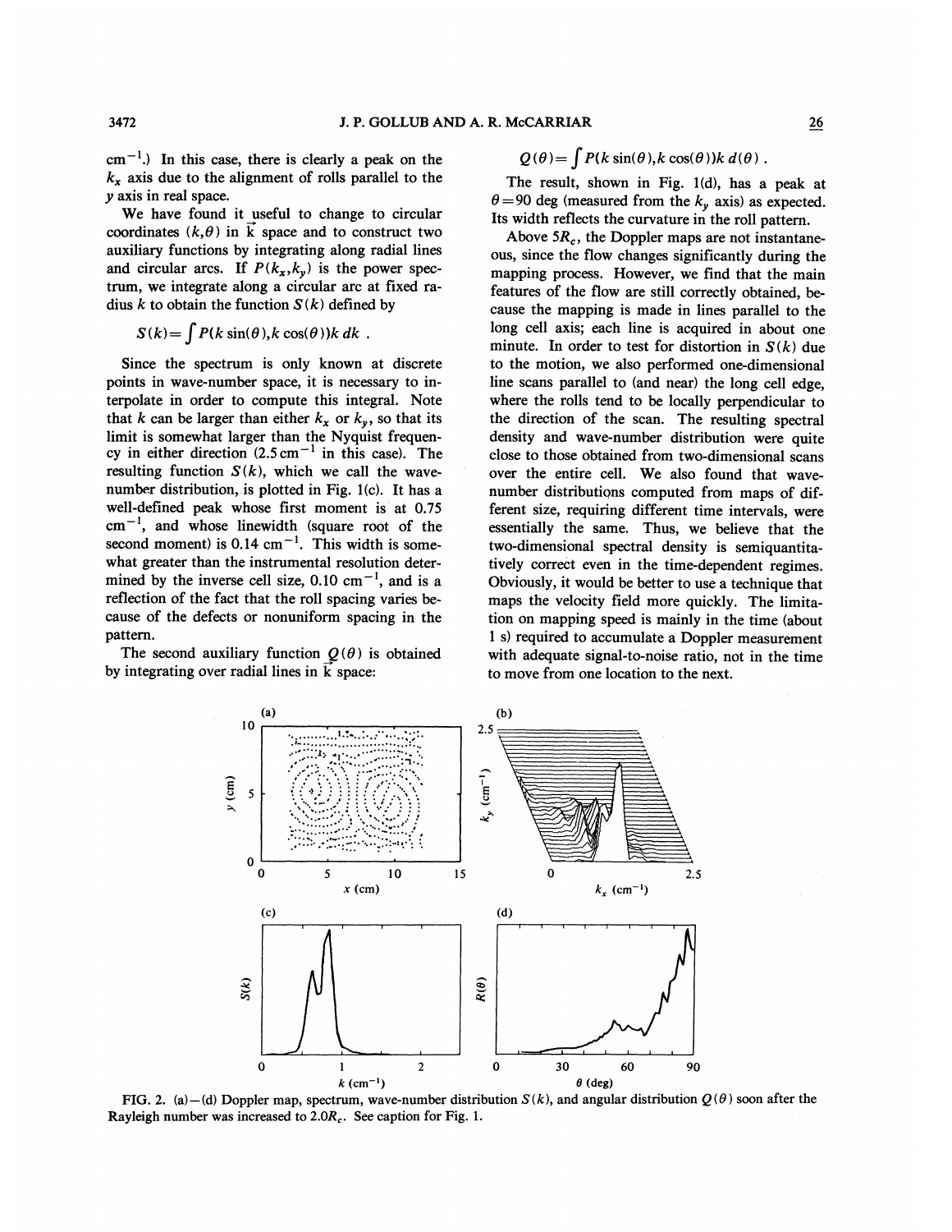cm$^{-1}$.) In this case, there is clearly a peak on the $k_x$ axis due to the alignment of rolls parallel to the $y$ axis in real space.

We have found it useful to change to circular coordinates $(k,\theta)$ in $\vec{k}$ space and to construct two auxiliary functions by integrating along radial lines and circular arcs. If $P(k_x,k_y)$ is the power spectrum, we integrate along a circular arc at fixed radius $k$ to obtain the function $S(k)$ defined by

$$S(k)=\int P(k\sin(\theta),k\cos(\theta))k\,dk\ .$$

Since the spectrum is only known at discrete points in wave-number space, it is necessary to interpolate in order to compute this integral. Note that $k$ can be larger than either $k_x$ or $k_y$, so that its limit is somewhat larger than the Nyquist frequency in either direction (2.5 cm$^{-1}$ in this case). The resulting function $S(k)$, which we call the wave-number distribution, is plotted in Fig. 1(c). It has a well-defined peak whose first moment is at 0.75 cm$^{-1}$, and whose linewidth (square root of the second moment) is 0.14 cm$^{-1}$. This width is somewhat greater than the instrumental resolution determined by the inverse cell size, 0.10 cm$^{-1}$, and is a reflection of the fact that the roll spacing varies because of the defects or nonuniform spacing in the pattern.

The second auxiliary function $Q(\theta)$ is obtained by integrating over radial lines in $\vec{k}$ space:

$$Q(\theta)=\int P(k\sin(\theta),k\cos(\theta))k\,d(\theta)\ .$$

The result, shown in Fig. 1(d), has a peak at $\theta=90$ deg (measured from the $k_y$ axis) as expected. Its width reflects the curvature in the roll pattern.

Above $5R_c$, the Doppler maps are not instantaneous, since the flow changes significantly during the mapping process. However, we find that the main features of the flow are still correctly obtained, because the mapping is made in lines parallel to the long cell axis; each line is acquired in about one minute. In order to test for distortion in $S(k)$ due to the motion, we also performed one-dimensional line scans parallel to (and near) the long cell edge, where the rolls tend to be locally perpendicular to the direction of the scan. The resulting spectral density and wave-number distribution were quite close to those obtained from two-dimensional scans over the entire cell. We also found that wave-number distributions computed from maps of different size, requiring different time intervals, were essentially the same. Thus, we believe that the two-dimensional spectral density is semiquantitatively correct even in the time-dependent regimes. Obviously, it would be better to use a technique that maps the velocity field more quickly. The limitation on mapping speed is mainly in the time (about 1 s) required to accumulate a Doppler measurement with adequate signal-to-noise ratio, not in the time to move from one location to the next.

FIG. 2. (a)–(d) Doppler map, spectrum, wave-number distribution $S(k)$, and angular distribution $Q(\theta)$ soon after the Rayleigh number was increased to $2.0R_c$. See caption for Fig. 1.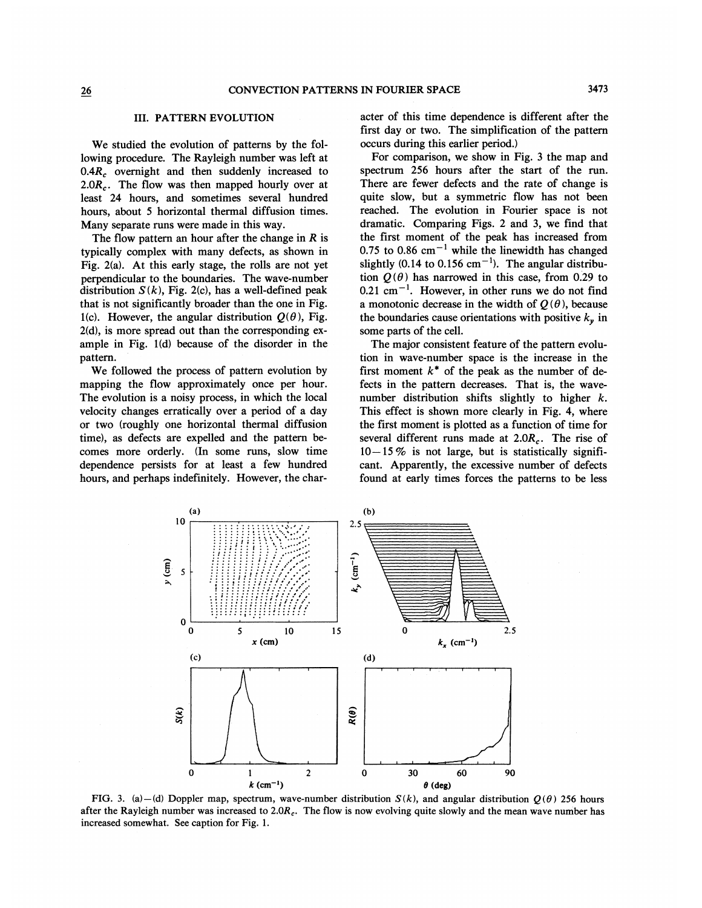## III. PATTERN EVOLUTION

We studied the evolution of patterns by the following procedure. The Rayleigh number was left at $0.4R_c$ overnight and then suddenly increased to $2.0R_c$. The flow was then mapped hourly over at least 24 hours, and sometimes several hundred hours, about 5 horizontal thermal diffusion times. Many separate runs were made in this way.

The flow pattern an hour after the change in $R$ is typically complex with many defects, as shown in Fig. 2(a). At this early stage, the rolls are not yet perpendicular to the boundaries. The wave-number distribution $S(k)$, Fig. 2(c), has a well-defined peak that is not significantly broader than the one in Fig. 1(c). However, the angular distribution $Q(\theta)$, Fig. 2(d), is more spread out than the corresponding example in Fig. 1(d) because of the disorder in the pattern.

We followed the process of pattern evolution by mapping the flow approximately once per hour. The evolution is a noisy process, in which the local velocity changes erratically over a period of a day or two (roughly one horizontal thermal diffusion time), as defects are expelled and the pattern becomes more orderly. (In some runs, slow time dependence persists for at least a few hundred hours, and perhaps indefinitely. However, the character of this time dependence is different after the first day or two. The simplification of the pattern occurs during this earlier period.)

For comparison, we show in Fig. 3 the map and spectrum 256 hours after the start of the run. There are fewer defects and the rate of change is quite slow, but a symmetric flow has not been reached. The evolution in Fourier space is not dramatic. Comparing Figs. 2 and 3, we find that the first moment of the peak has increased from 0.75 to 0.86 $\text{cm}^{-1}$ while the linewidth has changed slightly (0.14 to 0.156 $\text{cm}^{-1}$). The angular distribution $Q(\theta)$ has narrowed in this case, from 0.29 to 0.21 $\text{cm}^{-1}$. However, in other runs we do not find a monotonic decrease in the width of $Q(\theta)$, because the boundaries cause orientations with positive $k_y$ in some parts of the cell.

The major consistent feature of the pattern evolution in wave-number space is the increase in the first moment $k^*$ of the peak as the number of defects in the pattern decreases. That is, the wave-number distribution shifts slightly to higher $k$. This effect is shown more clearly in Fig. 4, where the first moment is plotted as a function of time for several different runs made at $2.0R_c$. The rise of 10–15 % is not large, but is statistically significant. Apparently, the excessive number of defects found at early times forces the patterns to be less

FIG. 3. (a)–(d) Doppler map, spectrum, wave-number distribution $S(k)$, and angular distribution $Q(\theta)$ 256 hours after the Rayleigh number was increased to $2.0R_c$. The flow is now evolving quite slowly and the mean wave number has increased somewhat. See caption for Fig. 1.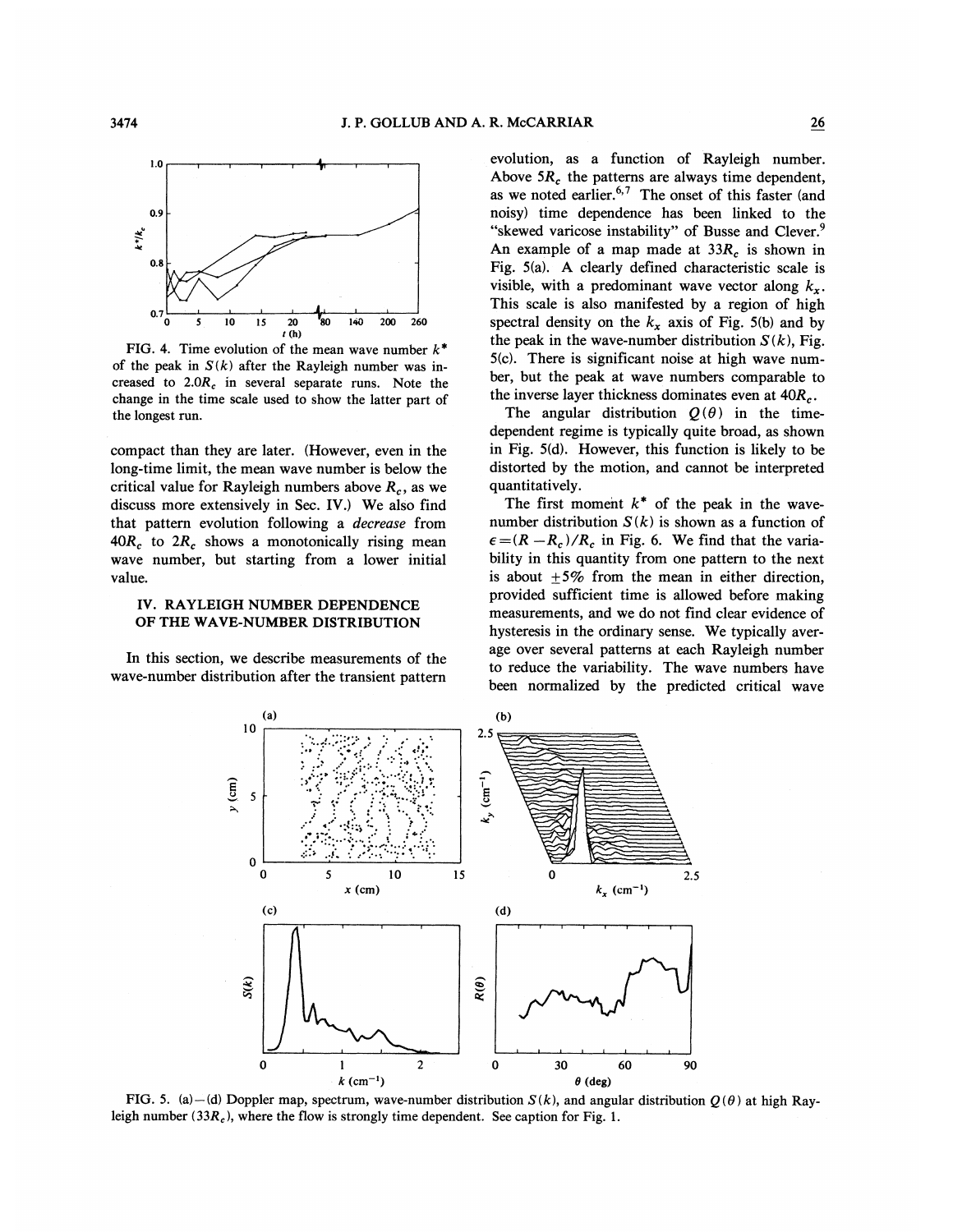FIG. 4. Time evolution of the mean wave number $k^*$ of the peak in $S(k)$ after the Rayleigh number was increased to $2.0R_c$ in several separate runs. Note the change in the time scale used to show the latter part of the longest run.

compact than they are later. (However, even in the long-time limit, the mean wave number is below the critical value for Rayleigh numbers above $R_c$, as we discuss more extensively in Sec. IV.) We also find that pattern evolution following a *decrease* from $40R_c$ to $2R_c$ shows a monotonically rising mean wave number, but starting from a lower initial value.

## IV. RAYLEIGH NUMBER DEPENDENCE OF THE WAVE-NUMBER DISTRIBUTION

In this section, we describe measurements of the wave-number distribution after the transient pattern evolution, as a function of Rayleigh number. Above $5R_c$ the patterns are always time dependent, as we noted earlier.[6,7] The onset of this faster (and noisy) time dependence has been linked to the "skewed varicose instability" of Busse and Clever.[9] An example of a map made at $33R_c$ is shown in Fig. 5(a). A clearly defined characteristic scale is visible, with a predominant wave vector along $k_x$. This scale is also manifested by a region of high spectral density on the $k_x$ axis of Fig. 5(b) and by the peak in the wave-number distribution $S(k)$, Fig. 5(c). There is significant noise at high wave number, but the peak at wave numbers comparable to the inverse layer thickness dominates even at $40R_c$.

The angular distribution $Q(\theta)$ in the time-dependent regime is typically quite broad, as shown in Fig. 5(d). However, this function is likely to be distorted by the motion, and cannot be interpreted quantitatively.

The first moment $k^*$ of the peak in the wave-number distribution $S(k)$ is shown as a function of $\epsilon=(R-R_c)/R_c$ in Fig. 6. We find that the variability in this quantity from one pattern to the next is about $\pm 5\%$ from the mean in either direction, provided sufficient time is allowed before making measurements, and we do not find clear evidence of hysteresis in the ordinary sense. We typically average over several patterns at each Rayleigh number to reduce the variability. The wave numbers have been normalized by the predicted critical wave

FIG. 5. (a)–(d) Doppler map, spectrum, wave-number distribution $S(k)$, and angular distribution $Q(\theta)$ at high Rayleigh number ($33R_c$), where the flow is strongly time dependent. See caption for Fig. 1.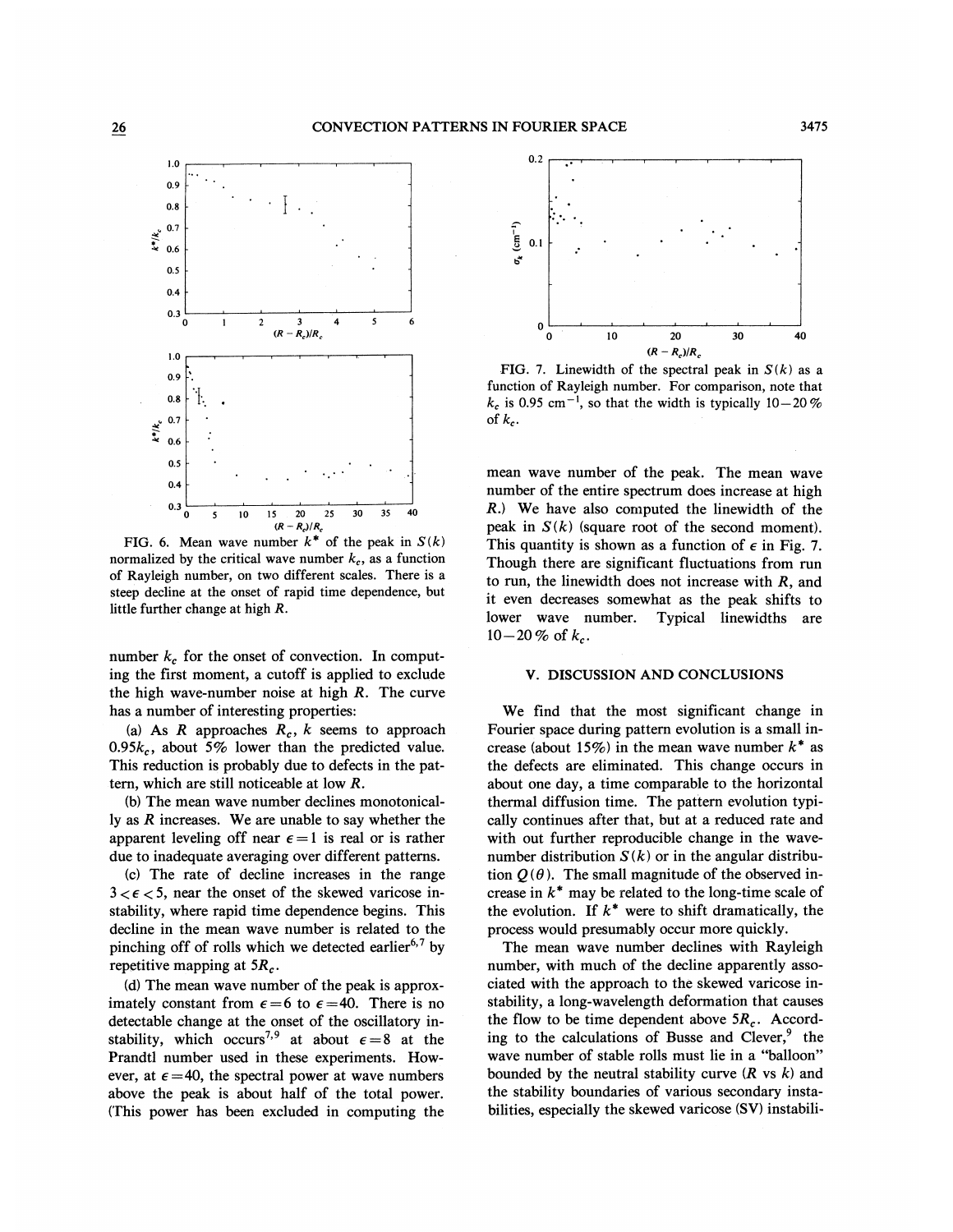FIG. 6. Mean wave number $k^*$ of the peak in $S(k)$ normalized by the critical wave number $k_c$, as a function of Rayleigh number, on two different scales. There is a steep decline at the onset of rapid time dependence, but little further change at high $R$.

number $k_c$ for the onset of convection. In computing the first moment, a cutoff is applied to exclude the high wave-number noise at high $R$. The curve has a number of interesting properties:

(a) As $R$ approaches $R_c$, $k$ seems to approach $0.95k_c$, about 5% lower than the predicted value. This reduction is probably due to defects in the pattern, which are still noticeable at low $R$.

(b) The mean wave number declines monotonically as $R$ increases. We are unable to say whether the apparent leveling off near $\epsilon=1$ is real or is rather due to inadequate averaging over different patterns.

(c) The rate of decline increases in the range $3<\epsilon<5$, near the onset of the skewed varicose instability, where rapid time dependence begins. This decline in the mean wave number is related to the pinching off of rolls which we detected earlier[6,7] by repetitive mapping at $5R_c$.

(d) The mean wave number of the peak is approximately constant from $\epsilon=6$ to $\epsilon=40$. There is no detectable change at the onset of the oscillatory instability, which occurs[7,9] at about $\epsilon=8$ at the Prandtl number used in these experiments. However, at $\epsilon=40$, the spectral power at wave numbers above the peak is about half of the total power. (This power has been excluded in computing the mean wave number of the peak. The mean wave number of the entire spectrum does increase at high $R$.) We have also computed the linewidth of the peak in $S(k)$ (square root of the second moment). This quantity is shown as a function of $\epsilon$ in Fig. 7. Though there are significant fluctuations from run to run, the linewidth does not increase with $R$, and it even decreases somewhat as the peak shifts to lower wave number. Typical linewidths are 10–20% of $k_c$.

FIG. 7. Linewidth of the spectral peak in $S(k)$ as a function of Rayleigh number. For comparison, note that $k_c$ is 0.95 $\text{cm}^{-1}$, so that the width is typically 10–20% of $k_c$.

## V. DISCUSSION AND CONCLUSIONS

We find that the most significant change in Fourier space during pattern evolution is a small increase (about 15%) in the mean wave number $k^*$ as the defects are eliminated. This change occurs in about one day, a time comparable to the horizontal thermal diffusion time. The pattern evolution typically continues after that, but at a reduced rate and with out further reproducible change in the wave-number distribution $S(k)$ or in the angular distribution $Q(\theta)$. The small magnitude of the observed increase in $k^*$ may be related to the long-time scale of the evolution. If $k^*$ were to shift dramatically, the process would presumably occur more quickly.

The mean wave number declines with Rayleigh number, with much of the decline apparently associated with the approach to the skewed varicose instability, a long-wavelength deformation that causes the flow to be time dependent above $5R_c$. According to the calculations of Busse and Clever,[9] the wave number of stable rolls must lie in a "balloon" bounded by the neutral stability curve ($R$ vs $k$) and the stability boundaries of various secondary instabilities, especially the skewed varicose (SV) instabili-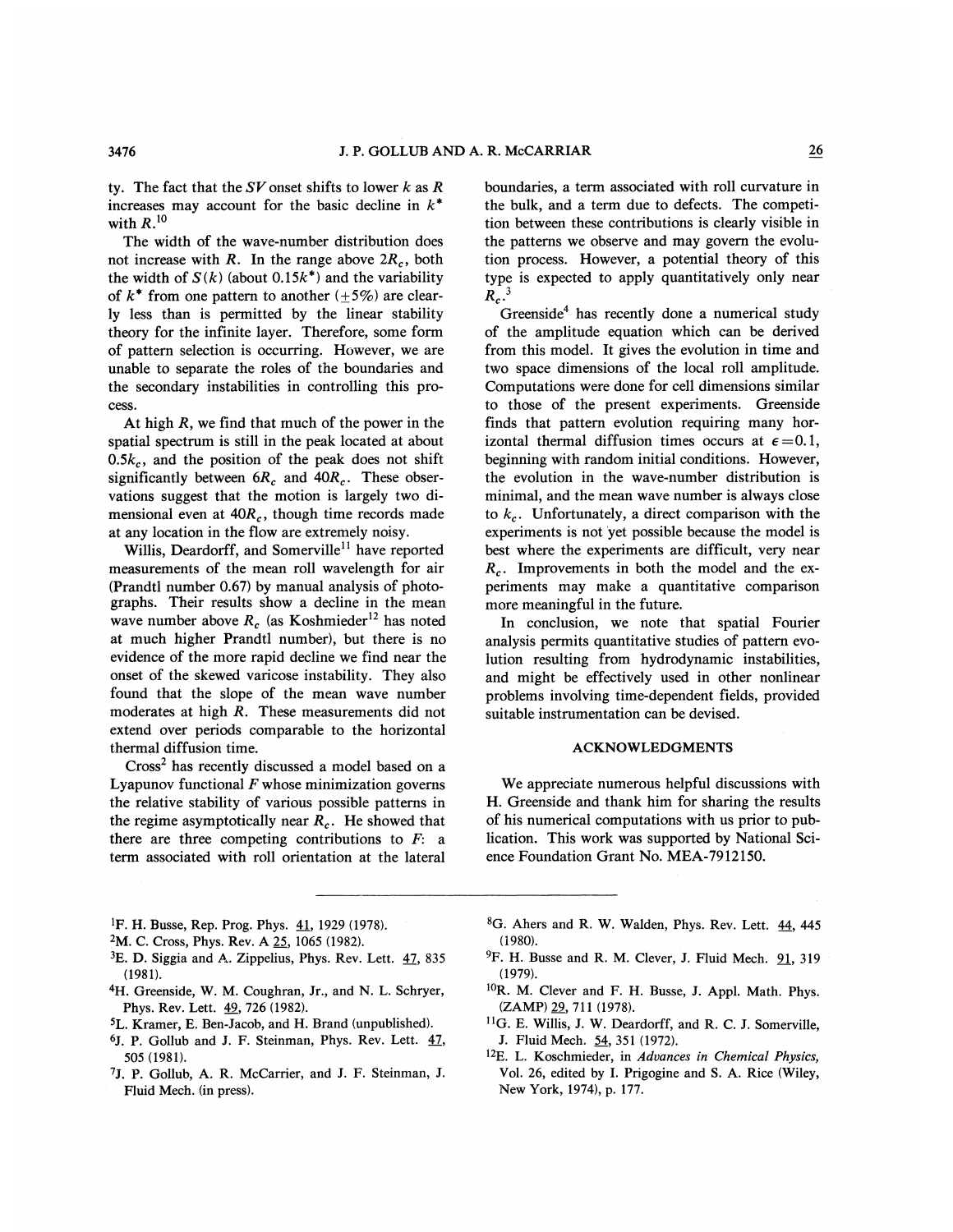ty. The fact that the $SV$ onset shifts to lower $k$ as $R$ increases may account for the basic decline in $k^*$ with $R$.[10]

The width of the wave-number distribution does not increase with $R$. In the range above $2R_c$, both the width of $S(k)$ (about $0.15k^*$) and the variability of $k^*$ from one pattern to another ($\pm 5\%$) are clearly less than is permitted by the linear stability theory for the infinite layer. Therefore, some form of pattern selection is occurring. However, we are unable to separate the roles of the boundaries and the secondary instabilities in controlling this process.

At high $R$, we find that much of the power in the spatial spectrum is still in the peak located at about $0.5k_c$, and the position of the peak does not shift significantly between $6R_c$ and $40R_c$. These observations suggest that the motion is largely two dimensional even at $40R_c$, though time records made at any location in the flow are extremely noisy.

Willis, Deardorff, and Somerville[11] have reported measurements of the mean roll wavelength for air (Prandtl number 0.67) by manual analysis of photographs. Their results show a decline in the mean wave number above $R_c$ (as Koshmieder[12] has noted at much higher Prandtl number), but there is no evidence of the more rapid decline we find near the onset of the skewed varicose instability. They also found that the slope of the mean wave number moderates at high $R$. These measurements did not extend over periods comparable to the horizontal thermal diffusion time.

Cross[2] has recently discussed a model based on a Lyapunov functional $F$ whose minimization governs the relative stability of various possible patterns in the regime asymptotically near $R_c$. He showed that there are three competing contributions to $F$: a term associated with roll orientation at the lateral boundaries, a term associated with roll curvature in the bulk, and a term due to defects. The competition between these contributions is clearly visible in the patterns we observe and may govern the evolution process. However, a potential theory of this type is expected to apply quantitatively only near $R_c$.[3]

Greenside[4] has recently done a numerical study of the amplitude equation which can be derived from this model. It gives the evolution in time and two space dimensions of the local roll amplitude. Computations were done for cell dimensions similar to those of the present experiments. Greenside finds that pattern evolution requiring many horizontal thermal diffusion times occurs at $\epsilon = 0.1$, beginning with random initial conditions. However, the evolution in the wave-number distribution is minimal, and the mean wave number is always close to $k_c$. Unfortunately, a direct comparison with the experiments is not yet possible because the model is best where the experiments are difficult, very near $R_c$. Improvements in both the model and the experiments may make a quantitative comparison more meaningful in the future.

In conclusion, we note that spatial Fourier analysis permits quantitative studies of pattern evolution resulting from hydrodynamic instabilities, and might be effectively used in other nonlinear problems involving time-dependent fields, provided suitable instrumentation can be devised.

## ACKNOWLEDGMENTS

We appreciate numerous helpful discussions with H. Greenside and thank him for sharing the results of his numerical computations with us prior to publication. This work was supported by National Science Foundation Grant No. MEA-7912150.

---

[1] F. H. Busse, Rep. Prog. Phys. 41, 1929 (1978).

[2] M. C. Cross, Phys. Rev. A 25, 1065 (1982).

[3] E. D. Siggia and A. Zippelius, Phys. Rev. Lett. 47, 835 (1981).

[4] H. Greenside, W. M. Coughran, Jr., and N. L. Schryer, Phys. Rev. Lett. 49, 726 (1982).

[5] L. Kramer, E. Ben-Jacob, and H. Brand (unpublished).

[6] J. P. Gollub and J. F. Steinman, Phys. Rev. Lett. 47, 505 (1981).

[7] J. P. Gollub, A. R. McCarrier, and J. F. Steinman, J. Fluid Mech. (in press).

[8] G. Ahers and R. W. Walden, Phys. Rev. Lett. 44, 445 (1980).

[9] F. H. Busse and R. M. Clever, J. Fluid Mech. 91, 319 (1979).

[10] R. M. Clever and F. H. Busse, J. Appl. Math. Phys. (ZAMP) 29, 711 (1978).

[11] G. E. Willis, J. W. Deardorff, and R. C. J. Somerville, J. Fluid Mech. 54, 351 (1972).

[12] E. L. Koschmieder, in *Advances in Chemical Physics*, Vol. 26, edited by I. Prigogine and S. A. Rice (Wiley, New York, 1974), p. 177.